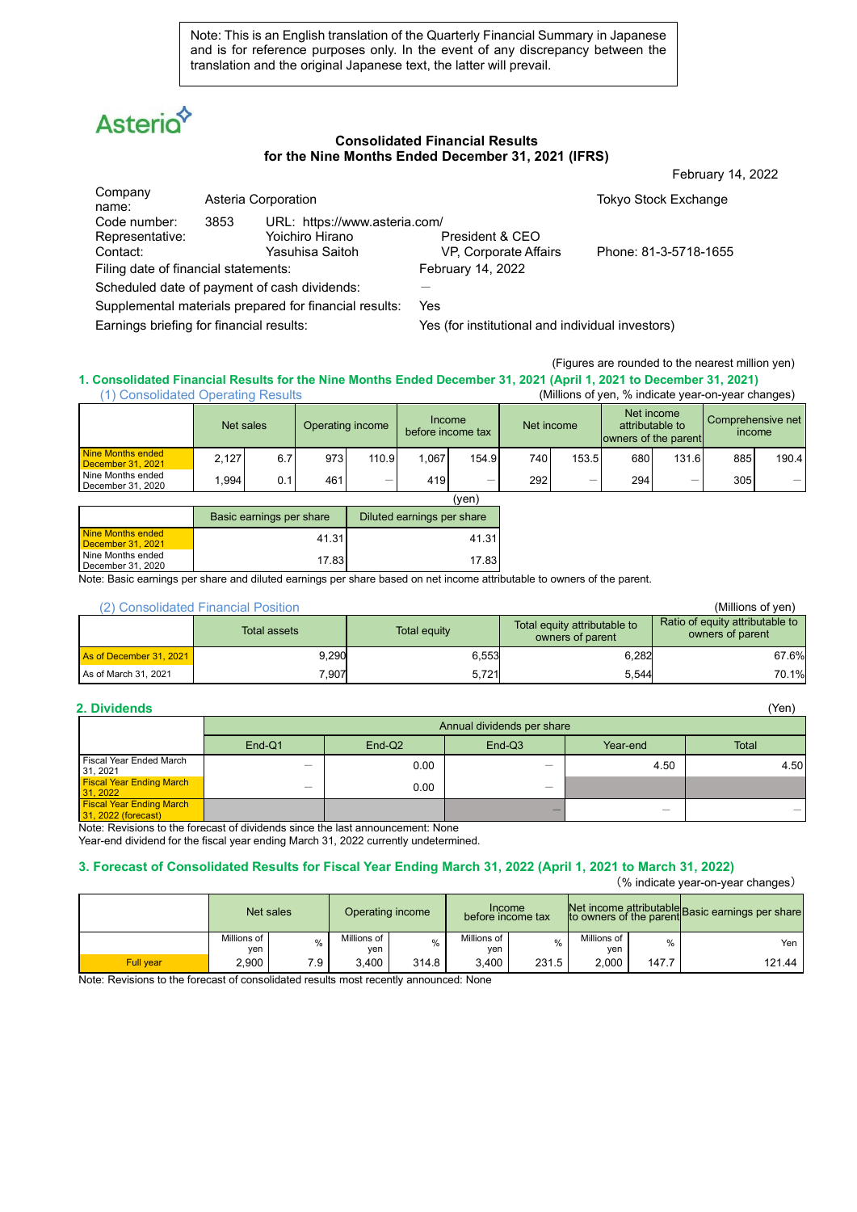Note: This is an English translation of the Quarterly Financial Summary in Japanese and is for reference purposes only. In the event of any discrepancy between the translation and the original Japanese text, the latter will prevail.

Asteria

# Consolidated Financial Results for the Nine Months Ended December 31, 2021 (IFRS)

February 14, 2022

| | | | |
|---|---|---|---|
| Company name: | Asteria Corporation | | Tokyo Stock Exchange |
| Code number: | 3853 | URL: https://www.asteria.com/ | |
| Representative: | Yoichiro Hirano | President & CEO | |
| Contact: | Yasuhisa Saitoh | VP, Corporate Affairs | Phone: 81-3-5718-1655 |

Filing date of financial statements: February 14, 2022

Scheduled date of payment of cash dividends: —

Supplemental materials prepared for financial results: Yes

Earnings briefing for financial results: Yes (for institutional and individual investors)

(Figures are rounded to the nearest million yen)

## 1. Consolidated Financial Results for the Nine Months Ended December 31, 2021 (April 1, 2021 to December 31, 2021)

### (1) Consolidated Operating Results

(Millions of yen, % indicate year-on-year changes)

| | Net sales | | Operating income | | Income before income tax | | Net income | | Net income attributable to owners of the parent | | Comprehensive net income | |
|---|---|---|---|---|---|---|---|---|---|---|---|---|
| Nine Months ended December 31, 2021 | 2,127 | 6.7 | 973 | 110.9 | 1,067 | 154.9 | 740 | 153.5 | 680 | 131.6 | 885 | 190.4 |
| Nine Months ended December 31, 2020 | 1,994 | 0.1 | 461 | — | 419 | — | 292 | — | 294 | — | 305 | — |

(yen)

| | Basic earnings per share | Diluted earnings per share |
|---|---|---|
| Nine Months ended December 31, 2021 | 41.31 | 41.31 |
| Nine Months ended December 31, 2020 | 17.83 | 17.83 |

Note: Basic earnings per share and diluted earnings per share based on net income attributable to owners of the parent.

### (2) Consolidated Financial Position

(Millions of yen)

| | Total assets | Total equity | Total equity attributable to owners of parent | Ratio of equity attributable to owners of parent |
|---|---|---|---|---|
| As of December 31, 2021 | 9,290 | 6,553 | 6,282 | 67.6% |
| As of March 31, 2021 | 7,907 | 5,721 | 5,544 | 70.1% |

## 2. Dividends

(Yen)

| | Annual dividends per share | | | | |
|---|---|---|---|---|---|
| | End-Q1 | End-Q2 | End-Q3 | Year-end | Total |
| Fiscal Year Ended March 31, 2021 | — | 0.00 | — | 4.50 | 4.50 |
| Fiscal Year Ending March 31, 2022 | — | 0.00 | — | | |
| Fiscal Year Ending March 31, 2022 (forecast) | | | — | — | — |

Note: Revisions to the forecast of dividends since the last announcement: None

Year-end dividend for the fiscal year ending March 31, 2022 currently undetermined.

## 3. Forecast of Consolidated Results for Fiscal Year Ending March 31, 2022 (April 1, 2021 to March 31, 2022)

(% indicate year-on-year changes)

| | Net sales | | Operating income | | Income before income tax | | Net income attributable to owners of the parent | | Basic earnings per share |
|---|---|---|---|---|---|---|---|---|---|
| | Millions of yen | % | Millions of yen | % | Millions of yen | % | Millions of yen | % | Yen |
| Full year | 2,900 | 7.9 | 3,400 | 314.8 | 3,400 | 231.5 | 2,000 | 147.7 | 121.44 |

Note: Revisions to the forecast of consolidated results most recently announced: None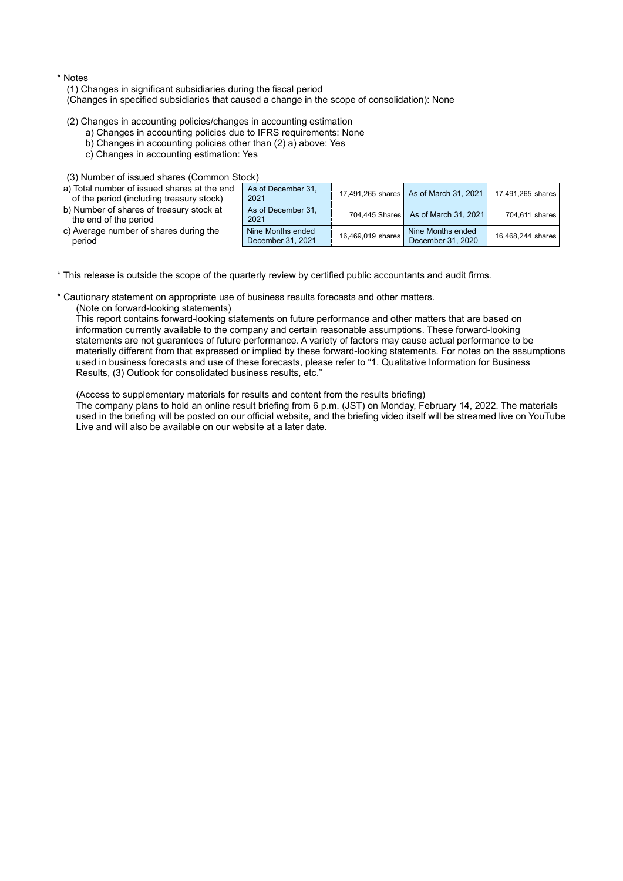\* Notes

(1) Changes in significant subsidiaries during the fiscal period
(Changes in specified subsidiaries that caused a change in the scope of consolidation): None

(2) Changes in accounting policies/changes in accounting estimation
a) Changes in accounting policies due to IFRS requirements: None
b) Changes in accounting policies other than (2) a) above: Yes
c) Changes in accounting estimation: Yes

(3) Number of issued shares (Common Stock)

| | | | | |
|---|---|---|---|---|
| a) Total number of issued shares at the end of the period (including treasury stock) | As of December 31, 2021 | 17,491,265 shares | As of March 31, 2021 | 17,491,265 shares |
| b) Number of shares of treasury stock at the end of the period | As of December 31, 2021 | 704,445 Shares | As of March 31, 2021 | 704,611 shares |
| c) Average number of shares during the period | Nine Months ended December 31, 2021 | 16,469,019 shares | Nine Months ended December 31, 2020 | 16,468,244 shares |

\* This release is outside the scope of the quarterly review by certified public accountants and audit firms.

\* Cautionary statement on appropriate use of business results forecasts and other matters.

(Note on forward-looking statements)
This report contains forward-looking statements on future performance and other matters that are based on information currently available to the company and certain reasonable assumptions. These forward-looking statements are not guarantees of future performance. A variety of factors may cause actual performance to be materially different from that expressed or implied by these forward-looking statements. For notes on the assumptions used in business forecasts and use of these forecasts, please refer to "1. Qualitative Information for Business Results, (3) Outlook for consolidated business results, etc."

(Access to supplementary materials for results and content from the results briefing)
The company plans to hold an online result briefing from 6 p.m. (JST) on Monday, February 14, 2022. The materials used in the briefing will be posted on our official website, and the briefing video itself will be streamed live on YouTube Live and will also be available on our website at a later date.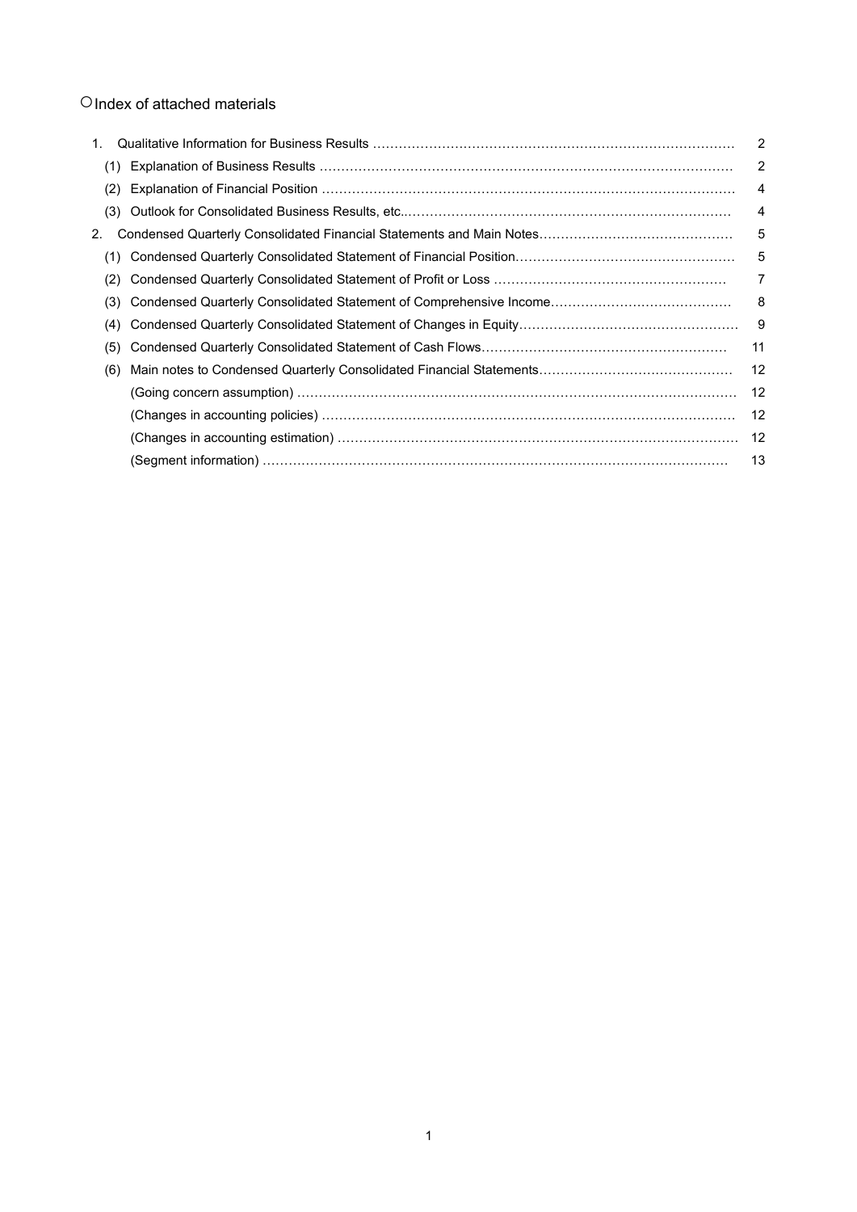○Index of attached materials

| | |
|---|---|
| 1. Qualitative Information for Business Results | 2 |
| (1) Explanation of Business Results | 2 |
| (2) Explanation of Financial Position | 4 |
| (3) Outlook for Consolidated Business Results, etc. | 4 |
| 2. Condensed Quarterly Consolidated Financial Statements and Main Notes | 5 |
| (1) Condensed Quarterly Consolidated Statement of Financial Position | 5 |
| (2) Condensed Quarterly Consolidated Statement of Profit or Loss | 7 |
| (3) Condensed Quarterly Consolidated Statement of Comprehensive Income | 8 |
| (4) Condensed Quarterly Consolidated Statement of Changes in Equity | 9 |
| (5) Condensed Quarterly Consolidated Statement of Cash Flows | 11 |
| (6) Main notes to Condensed Quarterly Consolidated Financial Statements | 12 |
| (Going concern assumption) | 12 |
| (Changes in accounting policies) | 12 |
| (Changes in accounting estimation) | 12 |
| (Segment information) | 13 |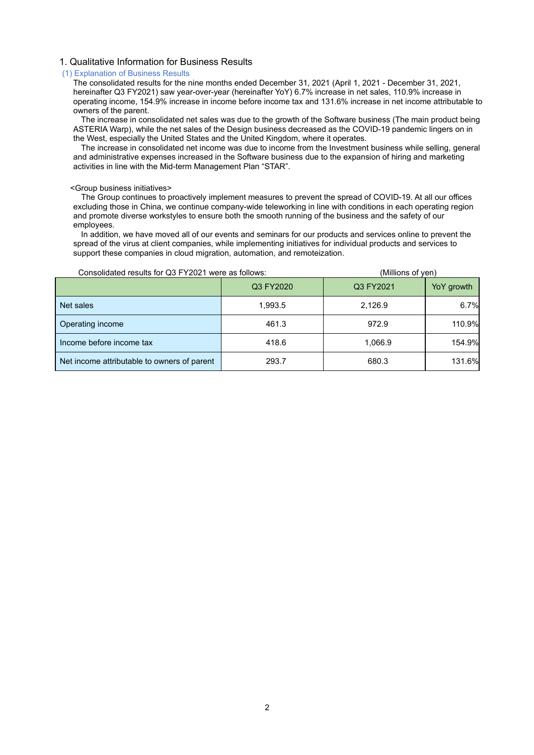## 1. Qualitative Information for Business Results

### (1) Explanation of Business Results

The consolidated results for the nine months ended December 31, 2021 (April 1, 2021 - December 31, 2021, hereinafter Q3 FY2021) saw year-over-year (hereinafter YoY) 6.7% increase in net sales, 110.9% increase in operating income, 154.9% increase in income before income tax and 131.6% increase in net income attributable to owners of the parent.

The increase in consolidated net sales was due to the growth of the Software business (The main product being ASTERIA Warp), while the net sales of the Design business decreased as the COVID-19 pandemic lingers on in the West, especially the United States and the United Kingdom, where it operates.

The increase in consolidated net income was due to income from the Investment business while selling, general and administrative expenses increased in the Software business due to the expansion of hiring and marketing activities in line with the Mid-term Management Plan “STAR”.

<Group business initiatives>

The Group continues to proactively implement measures to prevent the spread of COVID-19. At all our offices excluding those in China, we continue company-wide teleworking in line with conditions in each operating region and promote diverse workstyles to ensure both the smooth running of the business and the safety of our employees.

In addition, we have moved all of our events and seminars for our products and services online to prevent the spread of the virus at client companies, while implementing initiatives for individual products and services to support these companies in cloud migration, automation, and remoteization.

Consolidated results for Q3 FY2021 were as follows: (Millions of yen)

| | Q3 FY2020 | Q3 FY2021 | YoY growth |
|---|---|---|---|
| Net sales | 1,993.5 | 2,126.9 | 6.7% |
| Operating income | 461.3 | 972.9 | 110.9% |
| Income before income tax | 418.6 | 1,066.9 | 154.9% |
| Net income attributable to owners of parent | 293.7 | 680.3 | 131.6% |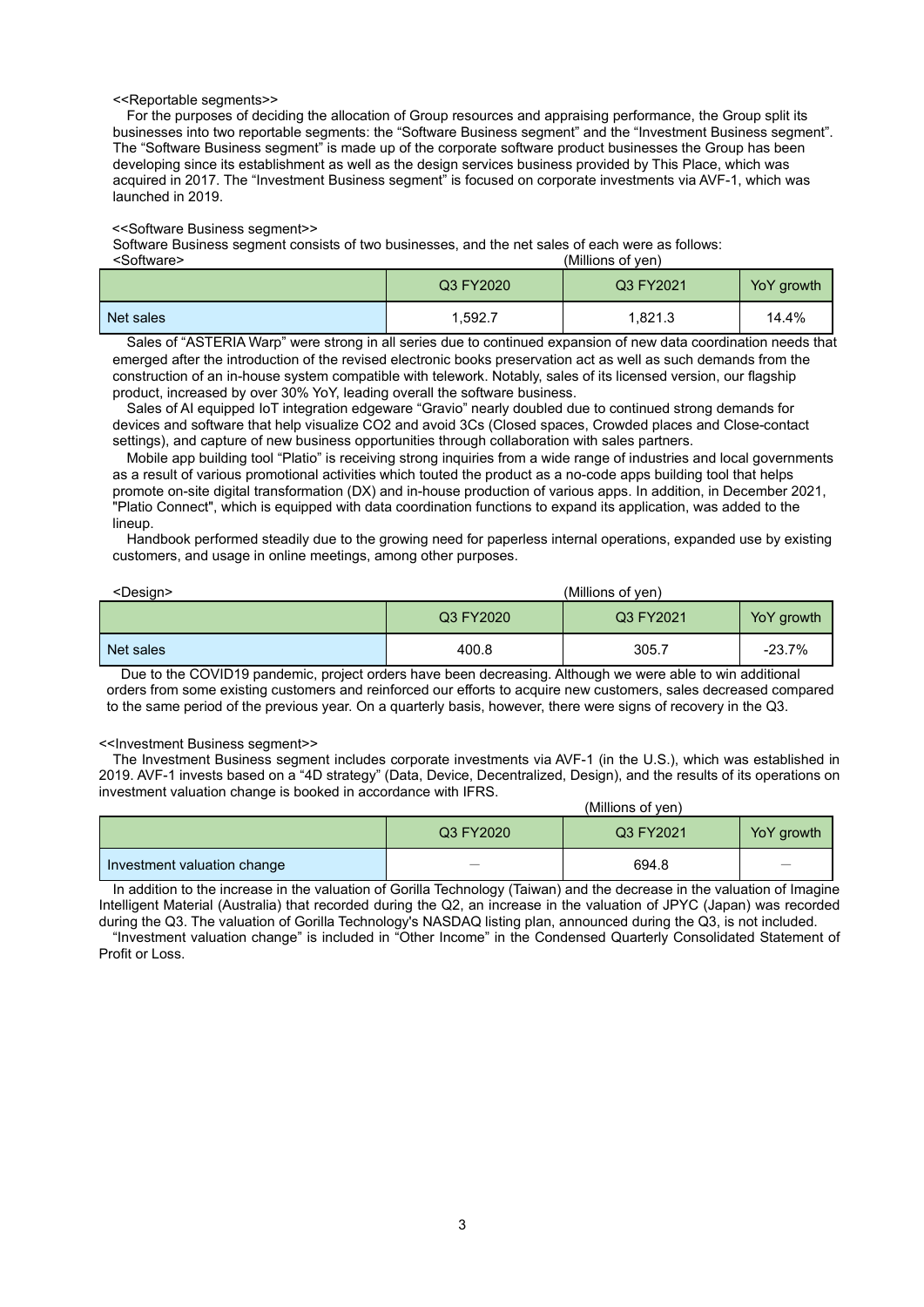<<Reportable segments>>

For the purposes of deciding the allocation of Group resources and appraising performance, the Group split its businesses into two reportable segments: the "Software Business segment" and the "Investment Business segment". The "Software Business segment" is made up of the corporate software product businesses the Group has been developing since its establishment as well as the design services business provided by This Place, which was acquired in 2017. The "Investment Business segment" is focused on corporate investments via AVF-1, which was launched in 2019.

<<Software Business segment>>

Software Business segment consists of two businesses, and the net sales of each were as follows:

<Software> (Millions of yen)

| | Q3 FY2020 | Q3 FY2021 | YoY growth |
|---|---|---|---|
| Net sales | 1,592.7 | 1,821.3 | 14.4% |

Sales of "ASTERIA Warp" were strong in all series due to continued expansion of new data coordination needs that emerged after the introduction of the revised electronic books preservation act as well as such demands from the construction of an in-house system compatible with telework. Notably, sales of its licensed version, our flagship product, increased by over 30% YoY, leading overall the software business.

Sales of AI equipped IoT integration edgeware "Gravio" nearly doubled due to continued strong demands for devices and software that help visualize CO2 and avoid 3Cs (Closed spaces, Crowded places and Close-contact settings), and capture of new business opportunities through collaboration with sales partners.

Mobile app building tool "Platio" is receiving strong inquiries from a wide range of industries and local governments as a result of various promotional activities which touted the product as a no-code apps building tool that helps promote on-site digital transformation (DX) and in-house production of various apps. In addition, in December 2021, "Platio Connect", which is equipped with data coordination functions to expand its application, was added to the lineup.

Handbook performed steadily due to the growing need for paperless internal operations, expanded use by existing customers, and usage in online meetings, among other purposes.

<Design> (Millions of yen)

| | Q3 FY2020 | Q3 FY2021 | YoY growth |
|---|---|---|---|
| Net sales | 400.8 | 305.7 | -23.7% |

Due to the COVID19 pandemic, project orders have been decreasing. Although we were able to win additional orders from some existing customers and reinforced our efforts to acquire new customers, sales decreased compared to the same period of the previous year. On a quarterly basis, however, there were signs of recovery in the Q3.

<<Investment Business segment>>

The Investment Business segment includes corporate investments via AVF-1 (in the U.S.), which was established in 2019. AVF-1 invests based on a "4D strategy" (Data, Device, Decentralized, Design), and the results of its operations on investment valuation change is booked in accordance with IFRS.

(Millions of yen)

| | Q3 FY2020 | Q3 FY2021 | YoY growth |
|---|---|---|---|
| Investment valuation change | — | 694.8 | — |

In addition to the increase in the valuation of Gorilla Technology (Taiwan) and the decrease in the valuation of Imagine Intelligent Material (Australia) that recorded during the Q2, an increase in the valuation of JPYC (Japan) was recorded during the Q3. The valuation of Gorilla Technology's NASDAQ listing plan, announced during the Q3, is not included.

"Investment valuation change" is included in "Other Income" in the Condensed Quarterly Consolidated Statement of Profit or Loss.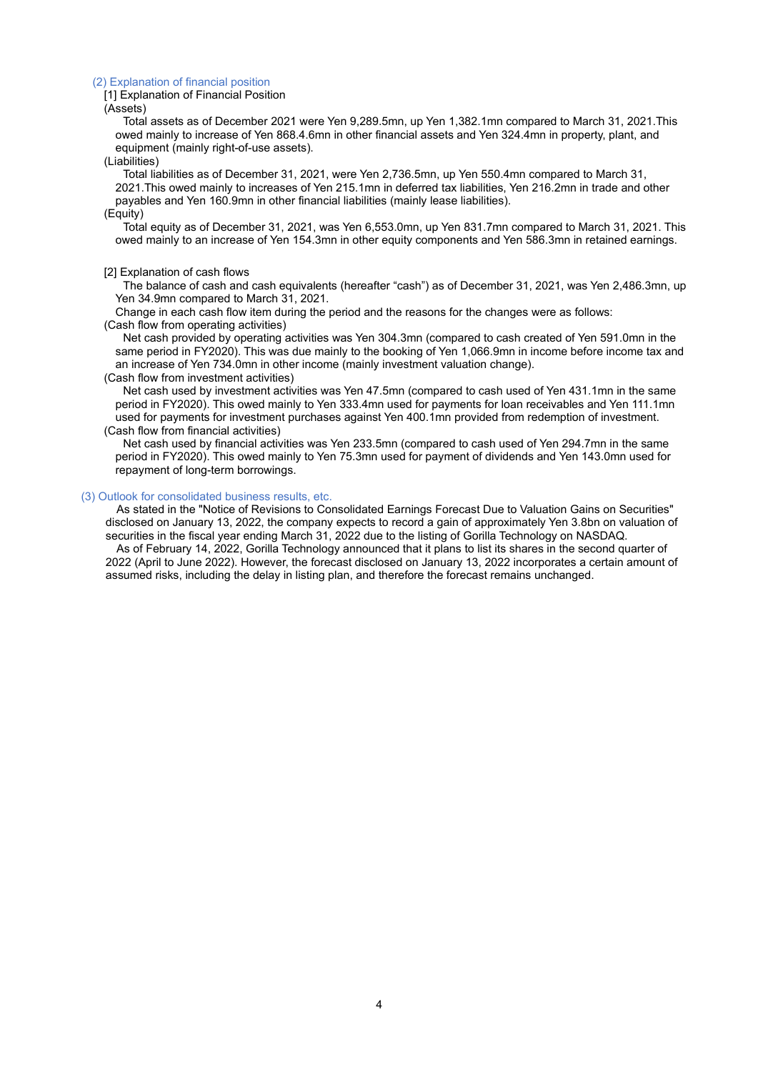### (2) Explanation of financial position

[1] Explanation of Financial Position

(Assets)

Total assets as of December 2021 were Yen 9,289.5mn, up Yen 1,382.1mn compared to March 31, 2021.This owed mainly to increase of Yen 868.4.6mn in other financial assets and Yen 324.4mn in property, plant, and equipment (mainly right-of-use assets).

(Liabilities)

Total liabilities as of December 31, 2021, were Yen 2,736.5mn, up Yen 550.4mn compared to March 31, 2021.This owed mainly to increases of Yen 215.1mn in deferred tax liabilities, Yen 216.2mn in trade and other payables and Yen 160.9mn in other financial liabilities (mainly lease liabilities).

(Equity)

Total equity as of December 31, 2021, was Yen 6,553.0mn, up Yen 831.7mn compared to March 31, 2021. This owed mainly to an increase of Yen 154.3mn in other equity components and Yen 586.3mn in retained earnings.

[2] Explanation of cash flows

The balance of cash and cash equivalents (hereafter "cash") as of December 31, 2021, was Yen 2,486.3mn, up Yen 34.9mn compared to March 31, 2021.

Change in each cash flow item during the period and the reasons for the changes were as follows:

(Cash flow from operating activities)

Net cash provided by operating activities was Yen 304.3mn (compared to cash created of Yen 591.0mn in the same period in FY2020). This was due mainly to the booking of Yen 1,066.9mn in income before income tax and an increase of Yen 734.0mn in other income (mainly investment valuation change).

(Cash flow from investment activities)

Net cash used by investment activities was Yen 47.5mn (compared to cash used of Yen 431.1mn in the same period in FY2020). This owed mainly to Yen 333.4mn used for payments for loan receivables and Yen 111.1mn used for payments for investment purchases against Yen 400.1mn provided from redemption of investment.

(Cash flow from financial activities)

Net cash used by financial activities was Yen 233.5mn (compared to cash used of Yen 294.7mn in the same period in FY2020). This owed mainly to Yen 75.3mn used for payment of dividends and Yen 143.0mn used for repayment of long-term borrowings.

### (3) Outlook for consolidated business results, etc.

As stated in the "Notice of Revisions to Consolidated Earnings Forecast Due to Valuation Gains on Securities" disclosed on January 13, 2022, the company expects to record a gain of approximately Yen 3.8bn on valuation of securities in the fiscal year ending March 31, 2022 due to the listing of Gorilla Technology on NASDAQ.

As of February 14, 2022, Gorilla Technology announced that it plans to list its shares in the second quarter of 2022 (April to June 2022). However, the forecast disclosed on January 13, 2022 incorporates a certain amount of assumed risks, including the delay in listing plan, and therefore the forecast remains unchanged.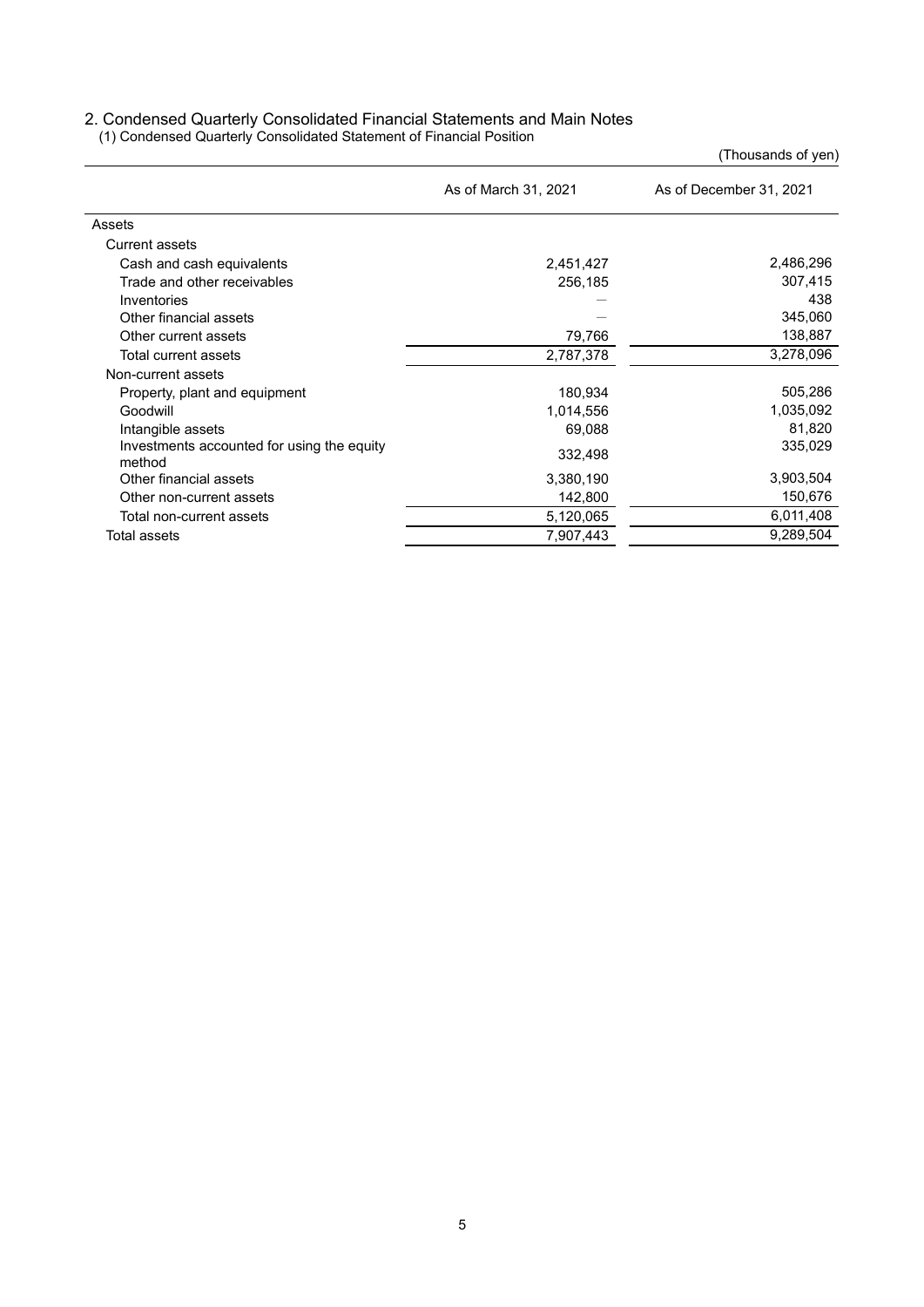## 2. Condensed Quarterly Consolidated Financial Statements and Main Notes

### (1) Condensed Quarterly Consolidated Statement of Financial Position

(Thousands of yen)

| | As of March 31, 2021 | As of December 31, 2021 |
|---|---|---|
| Assets | | |
| Current assets | | |
| Cash and cash equivalents | 2,451,427 | 2,486,296 |
| Trade and other receivables | 256,185 | 307,415 |
| Inventories | — | 438 |
| Other financial assets | — | 345,060 |
| Other current assets | 79,766 | 138,887 |
| Total current assets | 2,787,378 | 3,278,096 |
| Non-current assets | | |
| Property, plant and equipment | 180,934 | 505,286 |
| Goodwill | 1,014,556 | 1,035,092 |
| Intangible assets | 69,088 | 81,820 |
| Investments accounted for using the equity method | 332,498 | 335,029 |
| Other financial assets | 3,380,190 | 3,903,504 |
| Other non-current assets | 142,800 | 150,676 |
| Total non-current assets | 5,120,065 | 6,011,408 |
| Total assets | 7,907,443 | 9,289,504 |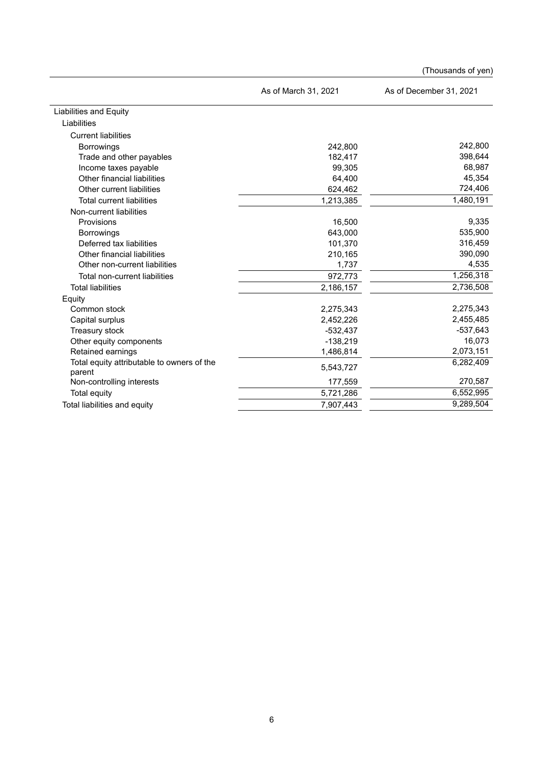(Thousands of yen)

| | As of March 31, 2021 | As of December 31, 2021 |
|---|---|---|
| Liabilities and Equity | | |
| Liabilities | | |
| Current liabilities | | |
| Borrowings | 242,800 | 242,800 |
| Trade and other payables | 182,417 | 398,644 |
| Income taxes payable | 99,305 | 68,987 |
| Other financial liabilities | 64,400 | 45,354 |
| Other current liabilities | 624,462 | 724,406 |
| Total current liabilities | 1,213,385 | 1,480,191 |
| Non-current liabilities | | |
| Provisions | 16,500 | 9,335 |
| Borrowings | 643,000 | 535,900 |
| Deferred tax liabilities | 101,370 | 316,459 |
| Other financial liabilities | 210,165 | 390,090 |
| Other non-current liabilities | 1,737 | 4,535 |
| Total non-current liabilities | 972,773 | 1,256,318 |
| Total liabilities | 2,186,157 | 2,736,508 |
| Equity | | |
| Common stock | 2,275,343 | 2,275,343 |
| Capital surplus | 2,452,226 | 2,455,485 |
| Treasury stock | -532,437 | -537,643 |
| Other equity components | -138,219 | 16,073 |
| Retained earnings | 1,486,814 | 2,073,151 |
| Total equity attributable to owners of the parent | 5,543,727 | 6,282,409 |
| Non-controlling interests | 177,559 | 270,587 |
| Total equity | 5,721,286 | 6,552,995 |
| Total liabilities and equity | 7,907,443 | 9,289,504 |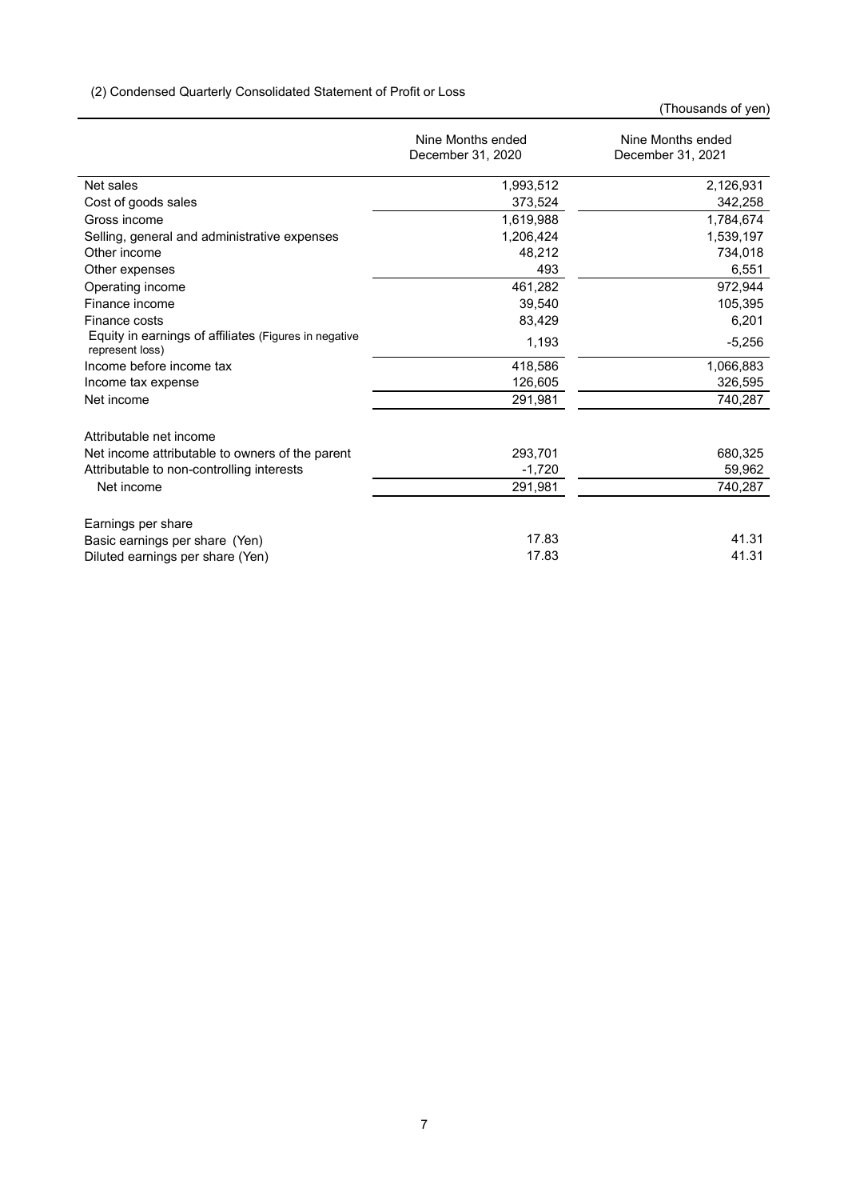(2) Condensed Quarterly Consolidated Statement of Profit or Loss

(Thousands of yen)

| | Nine Months ended December 31, 2020 | Nine Months ended December 31, 2021 |
|---|---|---|
| Net sales | 1,993,512 | 2,126,931 |
| Cost of goods sales | 373,524 | 342,258 |
| Gross income | 1,619,988 | 1,784,674 |
| Selling, general and administrative expenses | 1,206,424 | 1,539,197 |
| Other income | 48,212 | 734,018 |
| Other expenses | 493 | 6,551 |
| Operating income | 461,282 | 972,944 |
| Finance income | 39,540 | 105,395 |
| Finance costs | 83,429 | 6,201 |
| Equity in earnings of affiliates (Figures in negative represent loss) | 1,193 | -5,256 |
| Income before income tax | 418,586 | 1,066,883 |
| Income tax expense | 126,605 | 326,595 |
| Net income | 291,981 | 740,287 |
| | | |
| Attributable net income | | |
| Net income attributable to owners of the parent | 293,701 | 680,325 |
| Attributable to non-controlling interests | -1,720 | 59,962 |
| Net income | 291,981 | 740,287 |
| | | |
| Earnings per share | | |
| Basic earnings per share (Yen) | 17.83 | 41.31 |
| Diluted earnings per share (Yen) | 17.83 | 41.31 |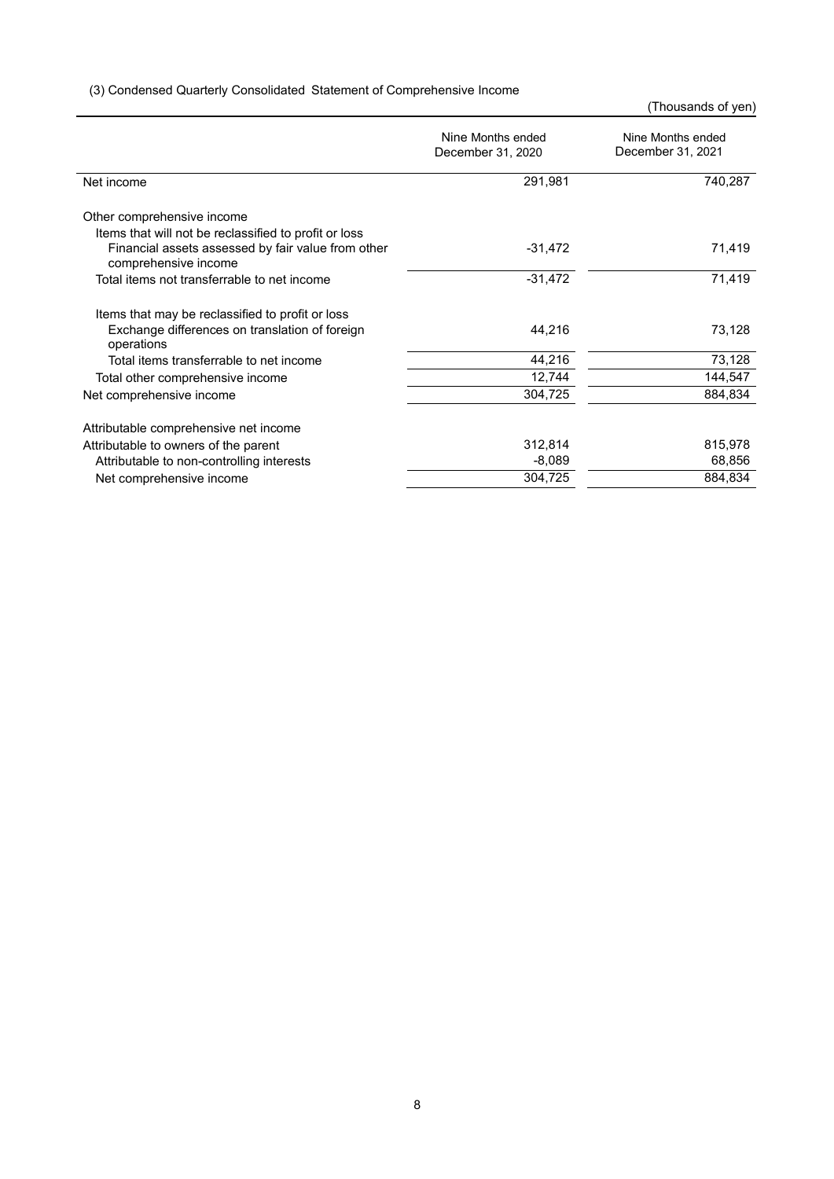(3) Condensed Quarterly Consolidated Statement of Comprehensive Income

(Thousands of yen)

| | Nine Months ended December 31, 2020 | Nine Months ended December 31, 2021 |
|---|---|---|
| Net income | 291,981 | 740,287 |
| | | |
| Other comprehensive income | | |
| Items that will not be reclassified to profit or loss | | |
| Financial assets assessed by fair value from other comprehensive income | -31,472 | 71,419 |
| Total items not transferrable to net income | -31,472 | 71,419 |
| | | |
| Items that may be reclassified to profit or loss | | |
| Exchange differences on translation of foreign operations | 44,216 | 73,128 |
| Total items transferrable to net income | 44,216 | 73,128 |
| Total other comprehensive income | 12,744 | 144,547 |
| Net comprehensive income | 304,725 | 884,834 |
| | | |
| Attributable comprehensive net income | | |
| Attributable to owners of the parent | 312,814 | 815,978 |
| Attributable to non-controlling interests | -8,089 | 68,856 |
| Net comprehensive income | 304,725 | 884,834 |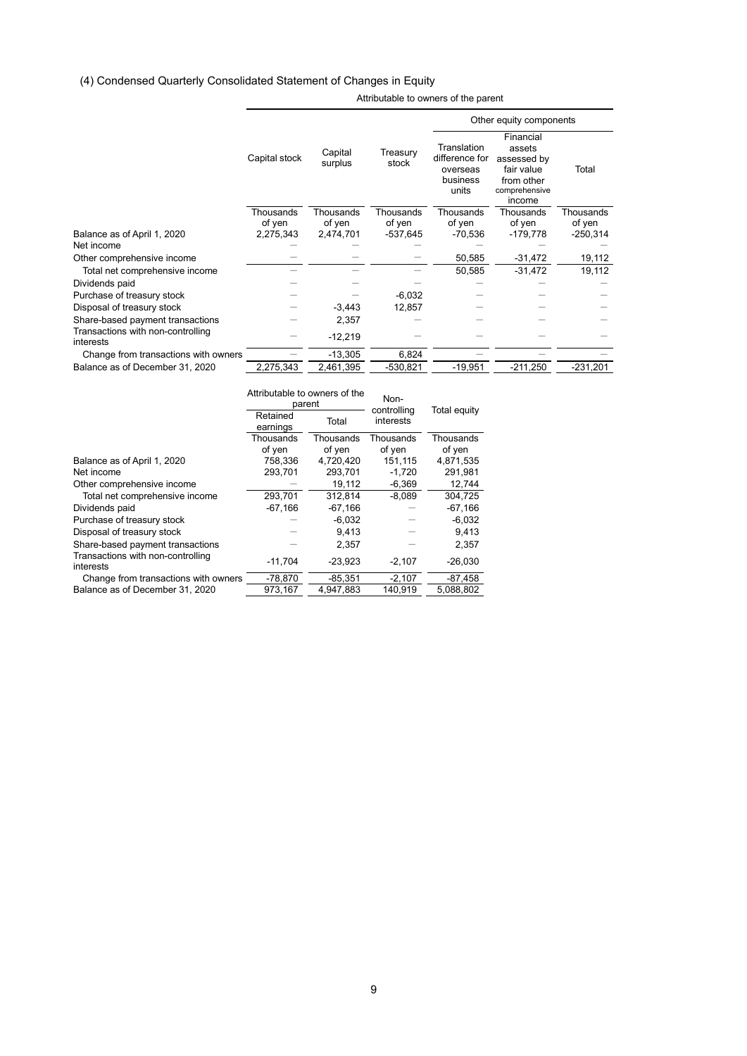### (4) Condensed Quarterly Consolidated Statement of Changes in Equity

| | Attributable to owners of the parent | | | | | |
|---|---|---|---|---|---|---|
| | | | | Other equity components | | |
| | Capital stock | Capital surplus | Treasury stock | Translation difference for overseas business units | Financial assets assessed by fair value from other comprehensive income | Total |
| | Thousands of yen | Thousands of yen | Thousands of yen | Thousands of yen | Thousands of yen | Thousands of yen |
| Balance as of April 1, 2020 | 2,275,343 | 2,474,701 | -537,645 | -70,536 | -179,778 | -250,314 |
| Net income | — | — | — | — | — | — |
| Other comprehensive income | — | — | — | 50,585 | -31,472 | 19,112 |
| Total net comprehensive income | — | — | — | 50,585 | -31,472 | 19,112 |
| Dividends paid | — | — | — | — | — | — |
| Purchase of treasury stock | — | — | -6,032 | — | — | — |
| Disposal of treasury stock | — | -3,443 | 12,857 | — | — | — |
| Share-based payment transactions | — | 2,357 | — | — | — | — |
| Transactions with non-controlling interests | — | -12,219 | — | — | — | — |
| Change from transactions with owners | — | -13,305 | 6,824 | — | — | — |
| Balance as of December 31, 2020 | 2,275,343 | 2,461,395 | -530,821 | -19,951 | -211,250 | -231,201 |

| | Attributable to owners of the parent | | Non-controlling interests | Total equity |
|---|---|---|---|---|
| | Retained earnings | Total | | |
| | Thousands of yen | Thousands of yen | Thousands of yen | Thousands of yen |
| Balance as of April 1, 2020 | 758,336 | 4,720,420 | 151,115 | 4,871,535 |
| Net income | 293,701 | 293,701 | -1,720 | 291,981 |
| Other comprehensive income | — | 19,112 | -6,369 | 12,744 |
| Total net comprehensive income | 293,701 | 312,814 | -8,089 | 304,725 |
| Dividends paid | -67,166 | -67,166 | — | -67,166 |
| Purchase of treasury stock | — | -6,032 | — | -6,032 |
| Disposal of treasury stock | — | 9,413 | — | 9,413 |
| Share-based payment transactions | — | 2,357 | — | 2,357 |
| Transactions with non-controlling interests | -11,704 | -23,923 | -2,107 | -26,030 |
| Change from transactions with owners | -78,870 | -85,351 | -2,107 | -87,458 |
| Balance as of December 31, 2020 | 973,167 | 4,947,883 | 140,919 | 5,088,802 |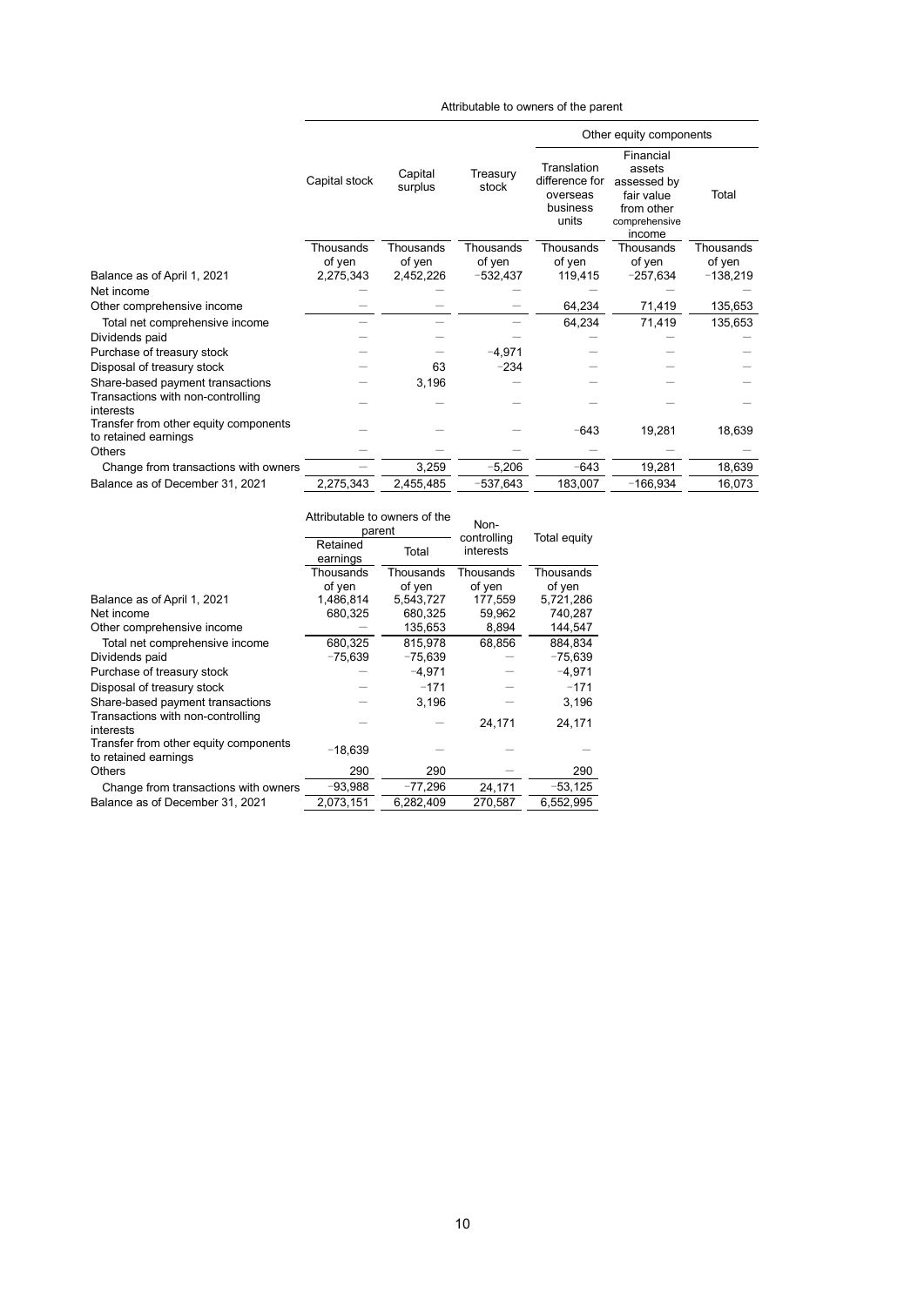| | Attributable to owners of the parent | | | | | |
|---|---|---|---|---|---|---|
| | | | | Other equity components | | |
| | Capital stock | Capital surplus | Treasury stock | Translation difference for overseas business units | Financial assets assessed by fair value from other comprehensive income | Total |
| | Thousands of yen | Thousands of yen | Thousands of yen | Thousands of yen | Thousands of yen | Thousands of yen |
| Balance as of April 1, 2021 | 2,275,343 | 2,452,226 | −532,437 | 119,415 | −257,634 | −138,219 |
| Net income | — | — | — | — | — | — |
| Other comprehensive income | — | — | — | 64,234 | 71,419 | 135,653 |
| Total net comprehensive income | — | — | — | 64,234 | 71,419 | 135,653 |
| Dividends paid | — | — | — | — | — | — |
| Purchase of treasury stock | — | — | −4,971 | — | — | — |
| Disposal of treasury stock | — | 63 | −234 | — | — | — |
| Share-based payment transactions | — | 3,196 | — | — | — | — |
| Transactions with non-controlling interests | — | — | — | — | — | — |
| Transfer from other equity components to retained earnings | — | — | — | −643 | 19,281 | 18,639 |
| Others | — | — | — | — | — | — |
| Change from transactions with owners | — | 3,259 | −5,206 | −643 | 19,281 | 18,639 |
| Balance as of December 31, 2021 | 2,275,343 | 2,455,485 | −537,643 | 183,007 | −166,934 | 16,073 |

| | Attributable to owners of the parent | | Non-controlling interests | Total equity |
|---|---|---|---|---|
| | Retained earnings | Total | | |
| | Thousands of yen | Thousands of yen | Thousands of yen | Thousands of yen |
| Balance as of April 1, 2021 | 1,486,814 | 5,543,727 | 177,559 | 5,721,286 |
| Net income | 680,325 | 680,325 | 59,962 | 740,287 |
| Other comprehensive income | — | 135,653 | 8,894 | 144,547 |
| Total net comprehensive income | 680,325 | 815,978 | 68,856 | 884,834 |
| Dividends paid | −75,639 | −75,639 | — | −75,639 |
| Purchase of treasury stock | — | −4,971 | — | −4,971 |
| Disposal of treasury stock | — | −171 | — | −171 |
| Share-based payment transactions | — | 3,196 | — | 3,196 |
| Transactions with non-controlling interests | — | — | 24,171 | 24,171 |
| Transfer from other equity components to retained earnings | −18,639 | — | — | — |
| Others | 290 | 290 | — | 290 |
| Change from transactions with owners | −93,988 | −77,296 | 24,171 | −53,125 |
| Balance as of December 31, 2021 | 2,073,151 | 6,282,409 | 270,587 | 6,552,995 |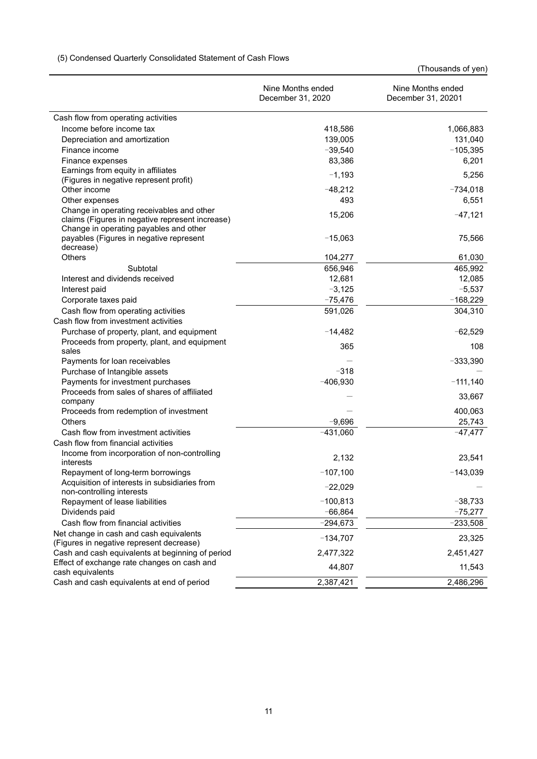(5) Condensed Quarterly Consolidated Statement of Cash Flows

(Thousands of yen)

| | Nine Months ended December 31, 2020 | Nine Months ended December 31, 20201 |
|---|---|---|
| Cash flow from operating activities | | |
| Income before income tax | 418,586 | 1,066,883 |
| Depreciation and amortization | 139,005 | 131,040 |
| Finance income | −39,540 | −105,395 |
| Finance expenses | 83,386 | 6,201 |
| Earnings from equity in affiliates (Figures in negative represent profit) | −1,193 | 5,256 |
| Other income | −48,212 | −734,018 |
| Other expenses | 493 | 6,551 |
| Change in operating receivables and other claims (Figures in negative represent increase) | 15,206 | −47,121 |
| Change in operating payables and other payables (Figures in negative represent decrease) | −15,063 | 75,566 |
| Others | 104,277 | 61,030 |
| Subtotal | 656,946 | 465,992 |
| Interest and dividends received | 12,681 | 12,085 |
| Interest paid | −3,125 | −5,537 |
| Corporate taxes paid | −75,476 | −168,229 |
| Cash flow from operating activities | 591,026 | 304,310 |
| Cash flow from investment activities | | |
| Purchase of property, plant, and equipment | −14,482 | −62,529 |
| Proceeds from property, plant, and equipment sales | 365 | 108 |
| Payments for loan receivables | — | −333,390 |
| Purchase of Intangible assets | −318 | — |
| Payments for investment purchases | −406,930 | −111,140 |
| Proceeds from sales of shares of affiliated company | — | 33,667 |
| Proceeds from redemption of investment | — | 400,063 |
| Others | −9,696 | 25,743 |
| Cash flow from investment activities | −431,060 | −47,477 |
| Cash flow from financial activities | | |
| Income from incorporation of non-controlling interests | 2,132 | 23,541 |
| Repayment of long-term borrowings | −107,100 | −143,039 |
| Acquisition of interests in subsidiaries from non-controlling interests | −22,029 | — |
| Repayment of lease liabilities | −100,813 | −38,733 |
| Dividends paid | −66,864 | −75,277 |
| Cash flow from financial activities | −294,673 | −233,508 |
| Net change in cash and cash equivalents (Figures in negative represent decrease) | −134,707 | 23,325 |
| Cash and cash equivalents at beginning of period | 2,477,322 | 2,451,427 |
| Effect of exchange rate changes on cash and cash equivalents | 44,807 | 11,543 |
| Cash and cash equivalents at end of period | 2,387,421 | 2,486,296 |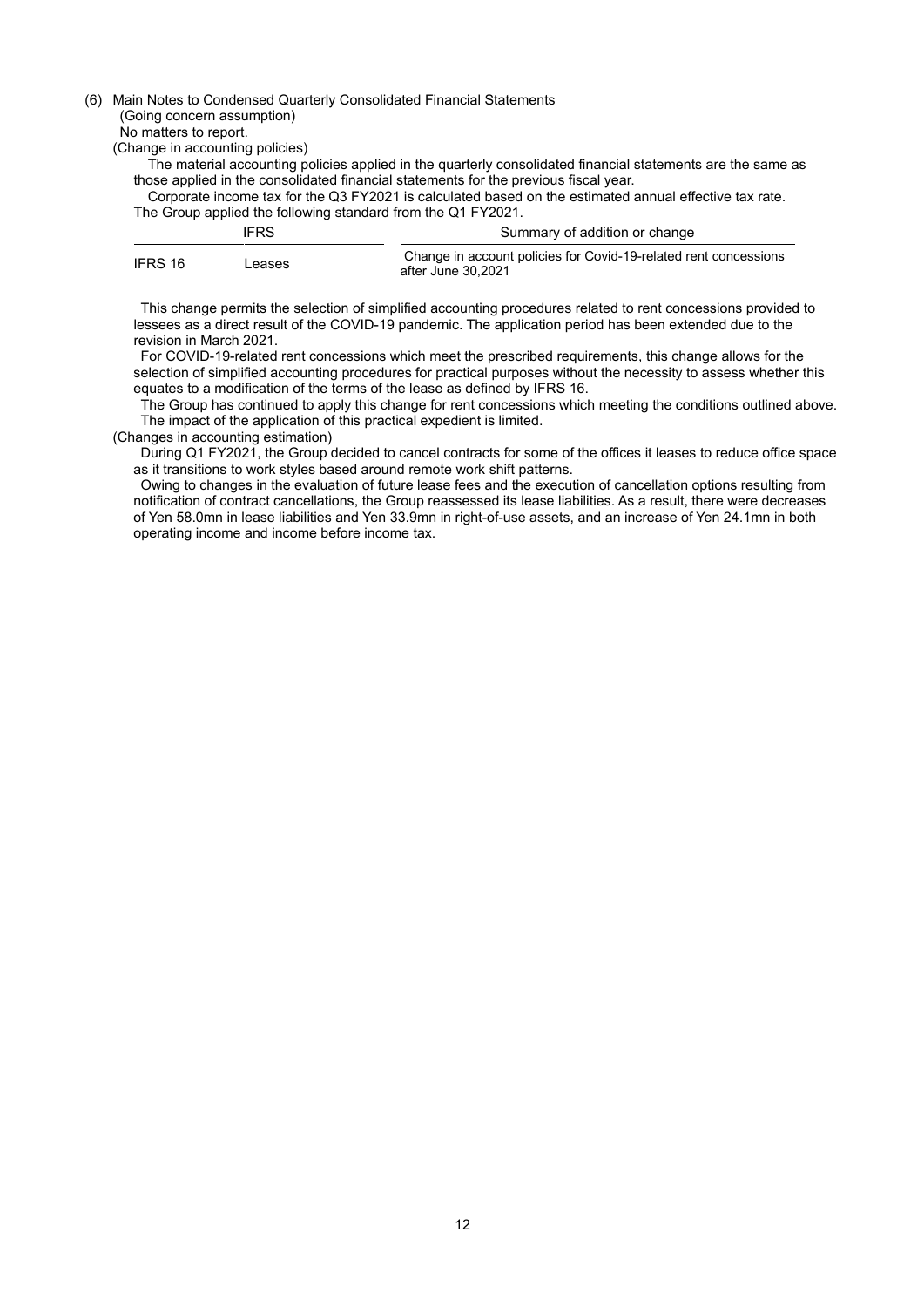(6) Main Notes to Condensed Quarterly Consolidated Financial Statements

(Going concern assumption)

No matters to report.

(Change in accounting policies)

The material accounting policies applied in the quarterly consolidated financial statements are the same as those applied in the consolidated financial statements for the previous fiscal year.

Corporate income tax for the Q3 FY2021 is calculated based on the estimated annual effective tax rate.

The Group applied the following standard from the Q1 FY2021.

| IFRS | | Summary of addition or change |
|---|---|---|
| IFRS 16 | Leases | Change in account policies for Covid-19-related rent concessions after June 30,2021 |

This change permits the selection of simplified accounting procedures related to rent concessions provided to lessees as a direct result of the COVID-19 pandemic. The application period has been extended due to the revision in March 2021.

For COVID-19-related rent concessions which meet the prescribed requirements, this change allows for the selection of simplified accounting procedures for practical purposes without the necessity to assess whether this equates to a modification of the terms of the lease as defined by IFRS 16.

The Group has continued to apply this change for rent concessions which meeting the conditions outlined above. The impact of the application of this practical expedient is limited.

(Changes in accounting estimation)

During Q1 FY2021, the Group decided to cancel contracts for some of the offices it leases to reduce office space as it transitions to work styles based around remote work shift patterns.

Owing to changes in the evaluation of future lease fees and the execution of cancellation options resulting from notification of contract cancellations, the Group reassessed its lease liabilities. As a result, there were decreases of Yen 58.0mn in lease liabilities and Yen 33.9mn in right-of-use assets, and an increase of Yen 24.1mn in both operating income and income before income tax.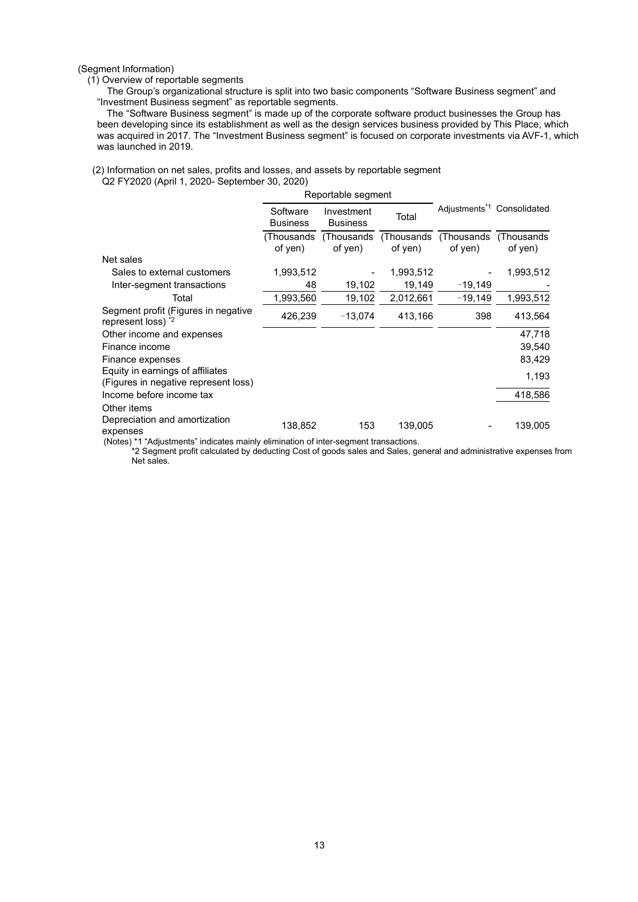(Segment Information)

(1) Overview of reportable segments

The Group's organizational structure is split into two basic components "Software Business segment" and "Investment Business segment" as reportable segments.

The "Software Business segment" is made up of the corporate software product businesses the Group has been developing since its establishment as well as the design services business provided by This Place, which was acquired in 2017. The "Investment Business segment" is focused on corporate investments via AVF-1, which was launched in 2019.

(2) Information on net sales, profits and losses, and assets by reportable segment

Q2 FY2020 (April 1, 2020- September 30, 2020)

| | Reportable segment | | | Adjustments*1 | Consolidated |
|---|---|---|---|---|---|
| | Software Business | Investment Business | Total | | |
| | (Thousands of yen) | (Thousands of yen) | (Thousands of yen) | (Thousands of yen) | (Thousands of yen) |
| Net sales | | | | | |
| Sales to external customers | 1,993,512 | - | 1,993,512 | - | 1,993,512 |
| Inter-segment transactions | 48 | 19,102 | 19,149 | −19,149 | - |
| Total | 1,993,560 | 19,102 | 2,012,661 | −19,149 | 1,993,512 |
| Segment profit (Figures in negative represent loss) *2 | 426,239 | −13,074 | 413,166 | 398 | 413,564 |
| Other income and expenses | | | | | 47,718 |
| Finance income | | | | | 39,540 |
| Finance expenses | | | | | 83,429 |
| Equity in earnings of affiliates (Figures in negative represent loss) | | | | | 1,193 |
| Income before income tax | | | | | 418,586 |
| Other items | | | | | |
| Depreciation and amortization expenses | 138,852 | 153 | 139,005 | - | 139,005 |

(Notes) *1 "Adjustments" indicates mainly elimination of inter-segment transactions.

*2 Segment profit calculated by deducting Cost of goods sales and Sales, general and administrative expenses from Net sales.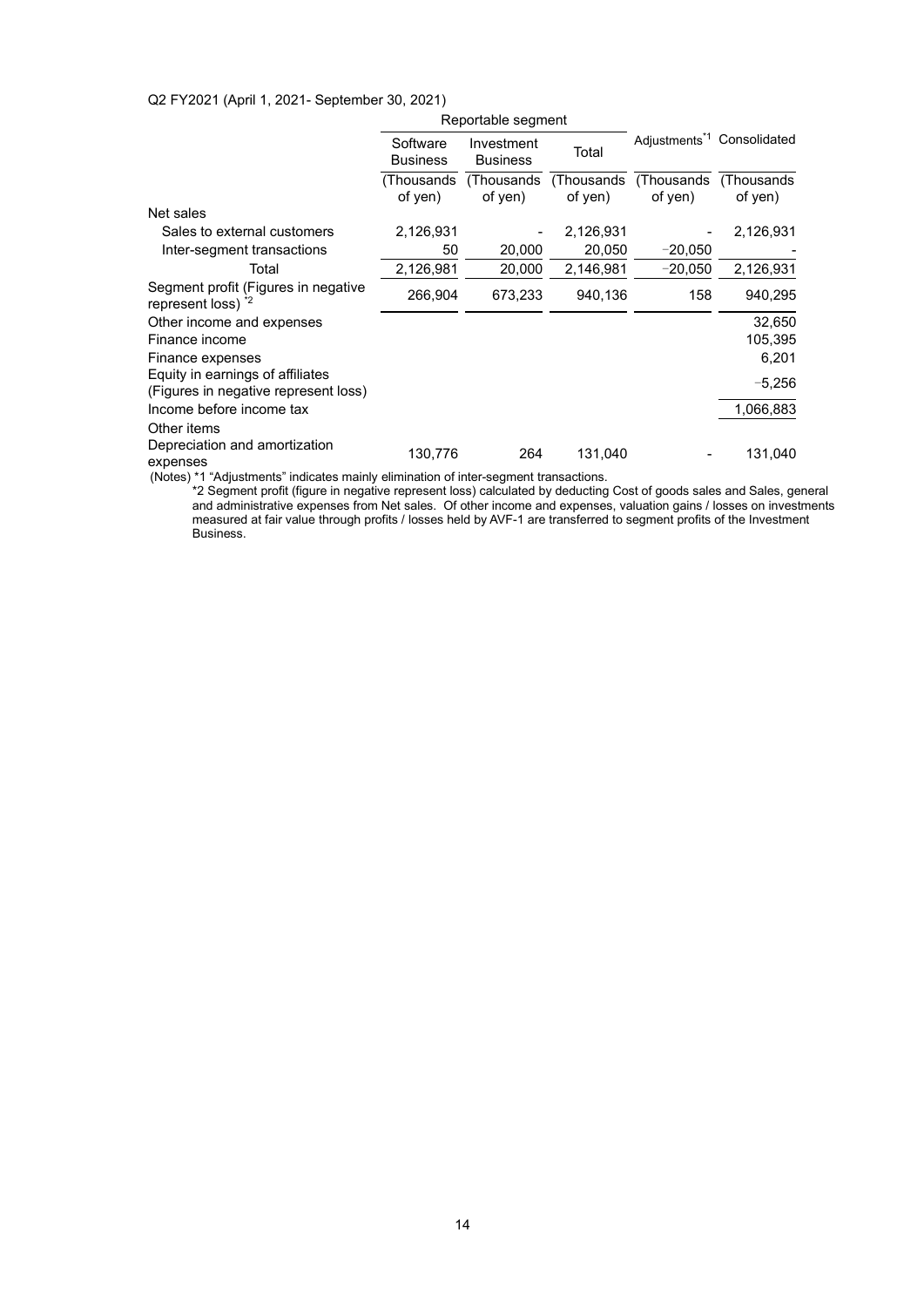Q2 FY2021 (April 1, 2021- September 30, 2021)

| | Reportable segment | | | Adjustments[*1] | Consolidated |
|---|---|---|---|---|---|
| | Software Business | Investment Business | Total | | |
| | (Thousands of yen) | (Thousands of yen) | (Thousands of yen) | (Thousands of yen) | (Thousands of yen) |
| Net sales | | | | | |
| Sales to external customers | 2,126,931 | - | 2,126,931 | - | 2,126,931 |
| Inter-segment transactions | 50 | 20,000 | 20,050 | −20,050 | - |
| Total | 2,126,981 | 20,000 | 2,146,981 | −20,050 | 2,126,931 |
| Segment profit (Figures in negative represent loss) [*2] | 266,904 | 673,233 | 940,136 | 158 | 940,295 |
| Other income and expenses | | | | | 32,650 |
| Finance income | | | | | 105,395 |
| Finance expenses | | | | | 6,201 |
| Equity in earnings of affiliates (Figures in negative represent loss) | | | | | −5,256 |
| Income before income tax | | | | | 1,066,883 |
| Other items | | | | | |
| Depreciation and amortization expenses | 130,776 | 264 | 131,040 | - | 131,040 |

(Notes) *1 "Adjustments" indicates mainly elimination of inter-segment transactions.

*2 Segment profit (figure in negative represent loss) calculated by deducting Cost of goods sales and Sales, general and administrative expenses from Net sales. Of other income and expenses, valuation gains / losses on investments measured at fair value through profits / losses held by AVF-1 are transferred to segment profits of the Investment Business.